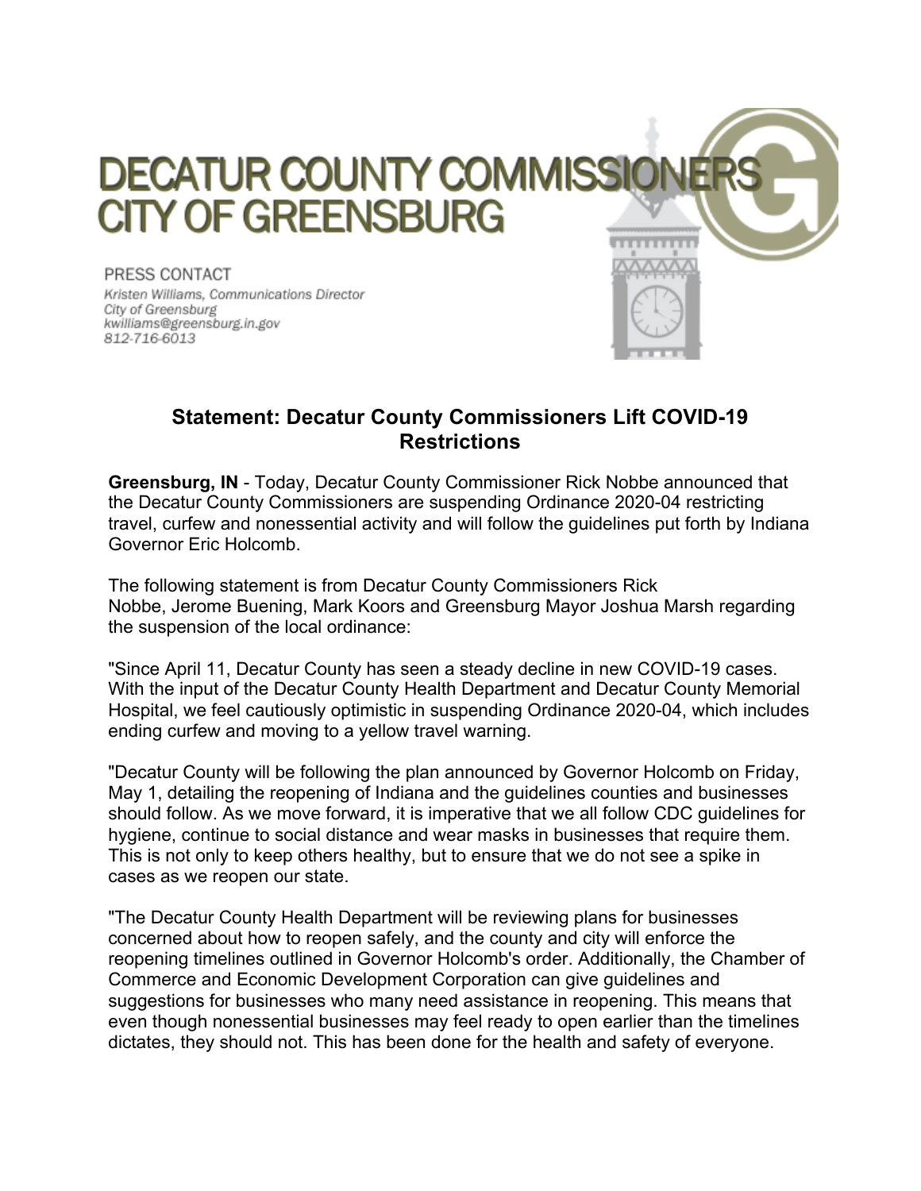# DECATUR COUNTY COMMISSIONERS
# CITY OF GREENSBURG

PRESS CONTACT

*Kristen Williams, Communications Director*
*City of Greensburg*
*kwilliams@greensburg.in.gov*
*812-716-6013*

## Statement: Decatur County Commissioners Lift COVID-19 Restrictions

**Greensburg, IN** - Today, Decatur County Commissioner Rick Nobbe announced that the Decatur County Commissioners are suspending Ordinance 2020-04 restricting travel, curfew and nonessential activity and will follow the guidelines put forth by Indiana Governor Eric Holcomb.

The following statement is from Decatur County Commissioners Rick Nobbe, Jerome Buening, Mark Koors and Greensburg Mayor Joshua Marsh regarding the suspension of the local ordinance:

"Since April 11, Decatur County has seen a steady decline in new COVID-19 cases. With the input of the Decatur County Health Department and Decatur County Memorial Hospital, we feel cautiously optimistic in suspending Ordinance 2020-04, which includes ending curfew and moving to a yellow travel warning.

"Decatur County will be following the plan announced by Governor Holcomb on Friday, May 1, detailing the reopening of Indiana and the guidelines counties and businesses should follow. As we move forward, it is imperative that we all follow CDC guidelines for hygiene, continue to social distance and wear masks in businesses that require them. This is not only to keep others healthy, but to ensure that we do not see a spike in cases as we reopen our state.

"The Decatur County Health Department will be reviewing plans for businesses concerned about how to reopen safely, and the county and city will enforce the reopening timelines outlined in Governor Holcomb's order. Additionally, the Chamber of Commerce and Economic Development Corporation can give guidelines and suggestions for businesses who many need assistance in reopening. This means that even though nonessential businesses may feel ready to open earlier than the timelines dictates, they should not. This has been done for the health and safety of everyone.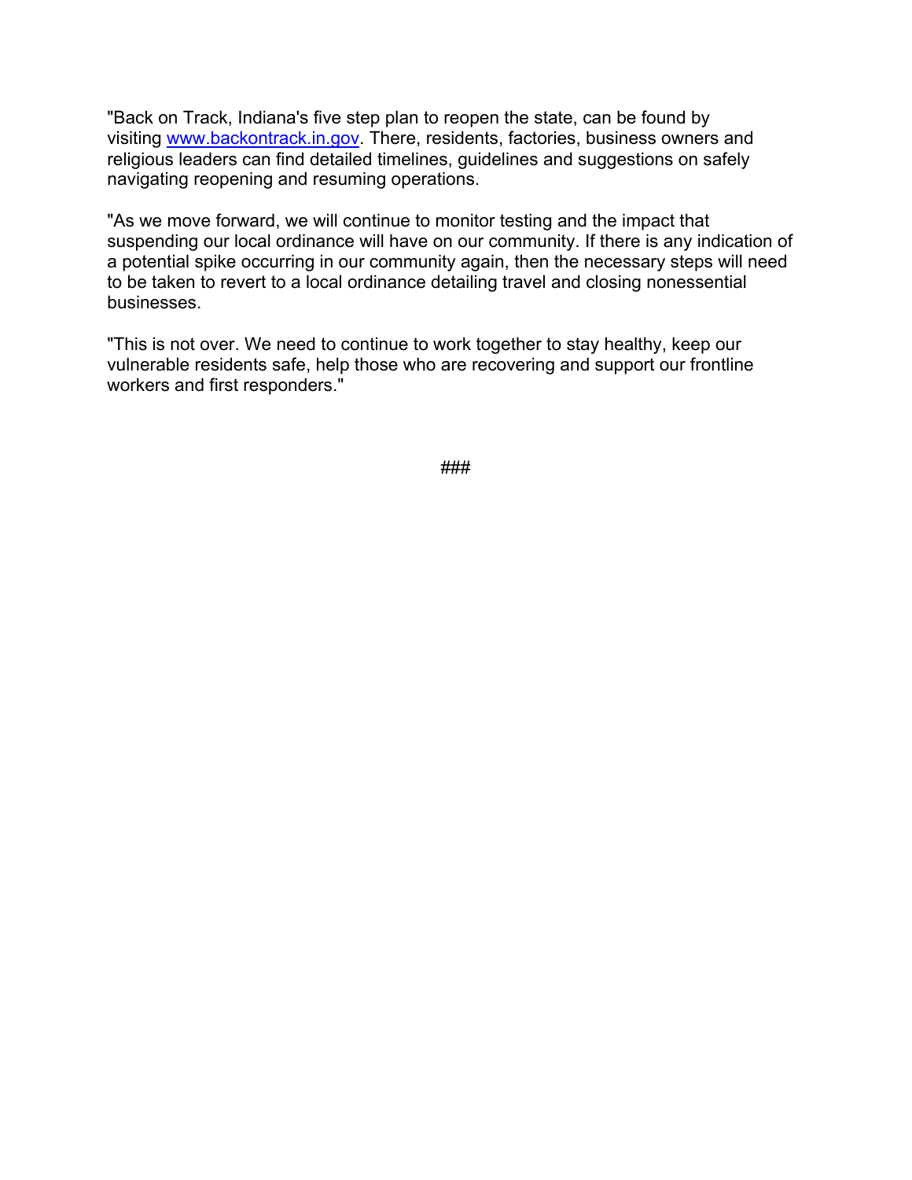"Back on Track, Indiana's five step plan to reopen the state, can be found by visiting www.backontrack.in.gov. There, residents, factories, business owners and religious leaders can find detailed timelines, guidelines and suggestions on safely navigating reopening and resuming operations.

"As we move forward, we will continue to monitor testing and the impact that suspending our local ordinance will have on our community. If there is any indication of a potential spike occurring in our community again, then the necessary steps will need to be taken to revert to a local ordinance detailing travel and closing nonessential businesses.

"This is not over. We need to continue to work together to stay healthy, keep our vulnerable residents safe, help those who are recovering and support our frontline workers and first responders."

###